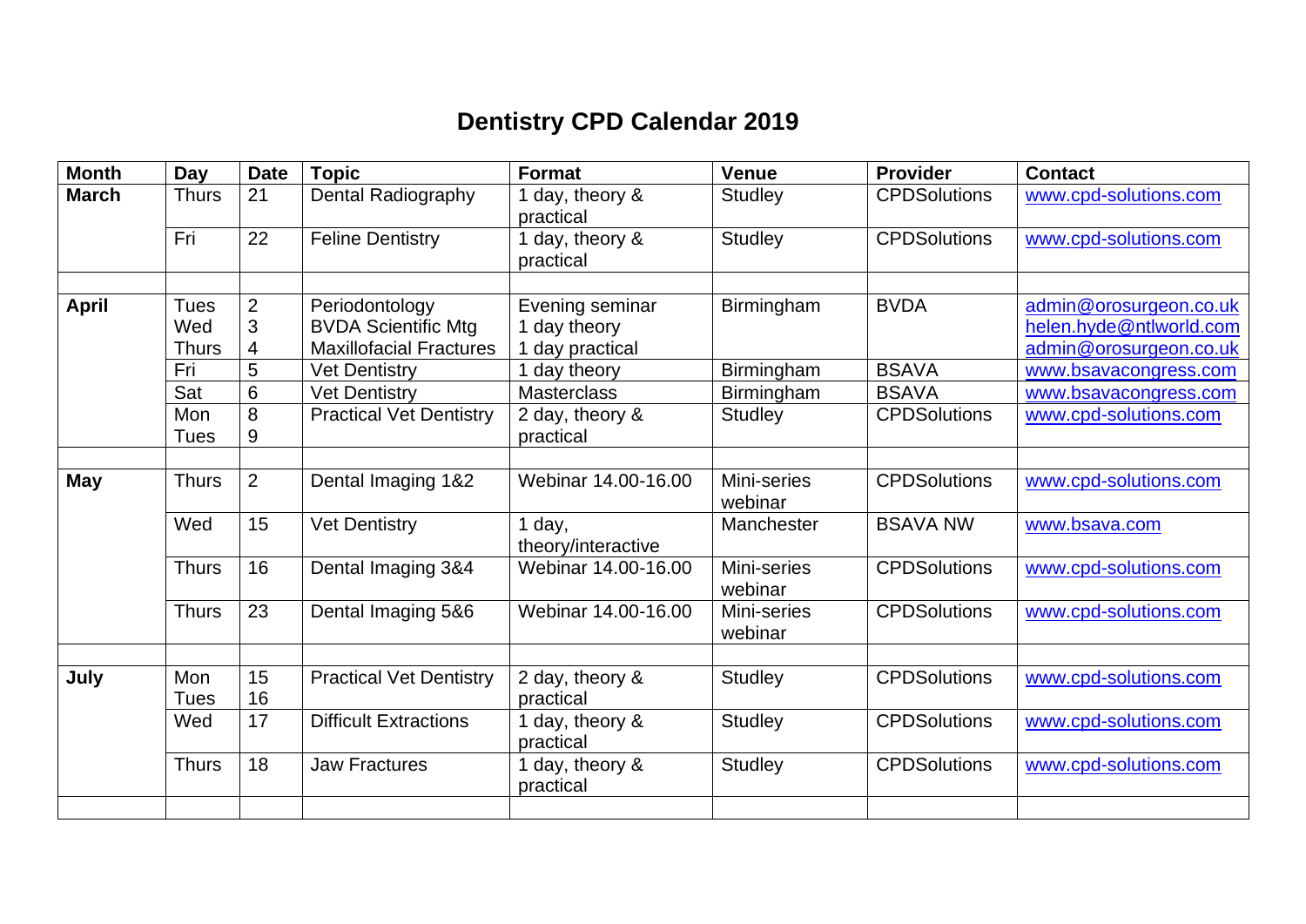# Dentistry CPD Calendar 2019

| Month | Day | Date | Topic | Format | Venue | Provider | Contact |
|---|---|---|---|---|---|---|---|
| **March** | Thurs | 21 | Dental Radiography | 1 day, theory & practical | Studley | CPDSolutions | www.cpd-solutions.com |
| | Fri | 22 | Feline Dentistry | 1 day, theory & practical | Studley | CPDSolutions | www.cpd-solutions.com |
| | | | | | | | |
| **April** | Tues<br>Wed<br>Thurs | 2<br>3<br>4 | Periodontology<br>BVDA Scientific Mtg<br>Maxillofacial Fractures | Evening seminar<br>1 day theory<br>1 day practical | Birmingham | BVDA | admin@orosurgeon.co.uk<br>helen.hyde@ntlworld.com<br>admin@orosurgeon.co.uk |
| | Fri | 5 | Vet Dentistry | 1 day theory | Birmingham | BSAVA | www.bsavacongress.com |
| | Sat | 6 | Vet Dentistry | Masterclass | Birmingham | BSAVA | www.bsavacongress.com |
| | Mon<br>Tues | 8<br>9 | Practical Vet Dentistry | 2 day, theory & practical | Studley | CPDSolutions | www.cpd-solutions.com |
| | | | | | | | |
| **May** | Thurs | 2 | Dental Imaging 1&2 | Webinar 14.00-16.00 | Mini-series webinar | CPDSolutions | www.cpd-solutions.com |
| | Wed | 15 | Vet Dentistry | 1 day, theory/interactive | Manchester | BSAVA NW | www.bsava.com |
| | Thurs | 16 | Dental Imaging 3&4 | Webinar 14.00-16.00 | Mini-series webinar | CPDSolutions | www.cpd-solutions.com |
| | Thurs | 23 | Dental Imaging 5&6 | Webinar 14.00-16.00 | Mini-series webinar | CPDSolutions | www.cpd-solutions.com |
| | | | | | | | |
| **July** | Mon<br>Tues | 15<br>16 | Practical Vet Dentistry | 2 day, theory & practical | Studley | CPDSolutions | www.cpd-solutions.com |
| | Wed | 17 | Difficult Extractions | 1 day, theory & practical | Studley | CPDSolutions | www.cpd-solutions.com |
| | Thurs | 18 | Jaw Fractures | 1 day, theory & practical | Studley | CPDSolutions | www.cpd-solutions.com |
| | | | | | | | |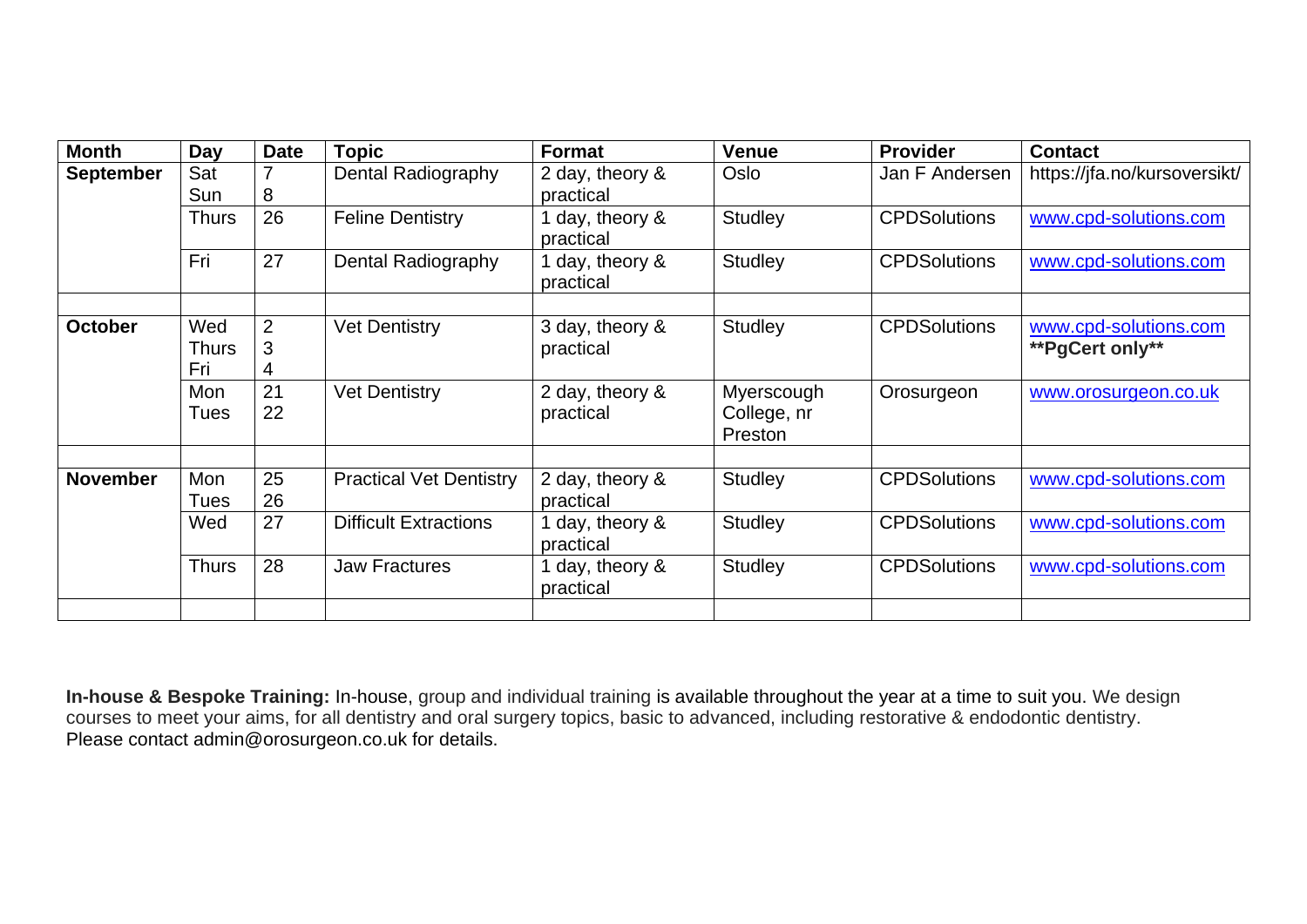| Month | Day | Date | Topic | Format | Venue | Provider | Contact |
|---|---|---|---|---|---|---|---|
| **September** | Sat<br>Sun | 7<br>8 | Dental Radiography | 2 day, theory & practical | Oslo | Jan F Andersen | https://jfa.no/kursoversikt/ |
| | Thurs | 26 | Feline Dentistry | 1 day, theory & practical | Studley | CPDSolutions | www.cpd-solutions.com |
| | Fri | 27 | Dental Radiography | 1 day, theory & practical | Studley | CPDSolutions | www.cpd-solutions.com |
| | | | | | | | |
| **October** | Wed<br>Thurs<br>Fri | 2<br>3<br>4 | Vet Dentistry | 3 day, theory & practical | Studley | CPDSolutions | www.cpd-solutions.com<br>**PgCert only** |
| | Mon<br>Tues | 21<br>22 | Vet Dentistry | 2 day, theory & practical | Myerscough College, nr Preston | Orosurgeon | www.orosurgeon.co.uk |
| | | | | | | | |
| **November** | Mon<br>Tues | 25<br>26 | Practical Vet Dentistry | 2 day, theory & practical | Studley | CPDSolutions | www.cpd-solutions.com |
| | Wed | 27 | Difficult Extractions | 1 day, theory & practical | Studley | CPDSolutions | www.cpd-solutions.com |
| | Thurs | 28 | Jaw Fractures | 1 day, theory & practical | Studley | CPDSolutions | www.cpd-solutions.com |
| | | | | | | | |

**In-house & Bespoke Training:** In-house, group and individual training is available throughout the year at a time to suit you. We design courses to meet your aims, for all dentistry and oral surgery topics, basic to advanced, including restorative & endodontic dentistry. Please contact admin@orosurgeon.co.uk for details.